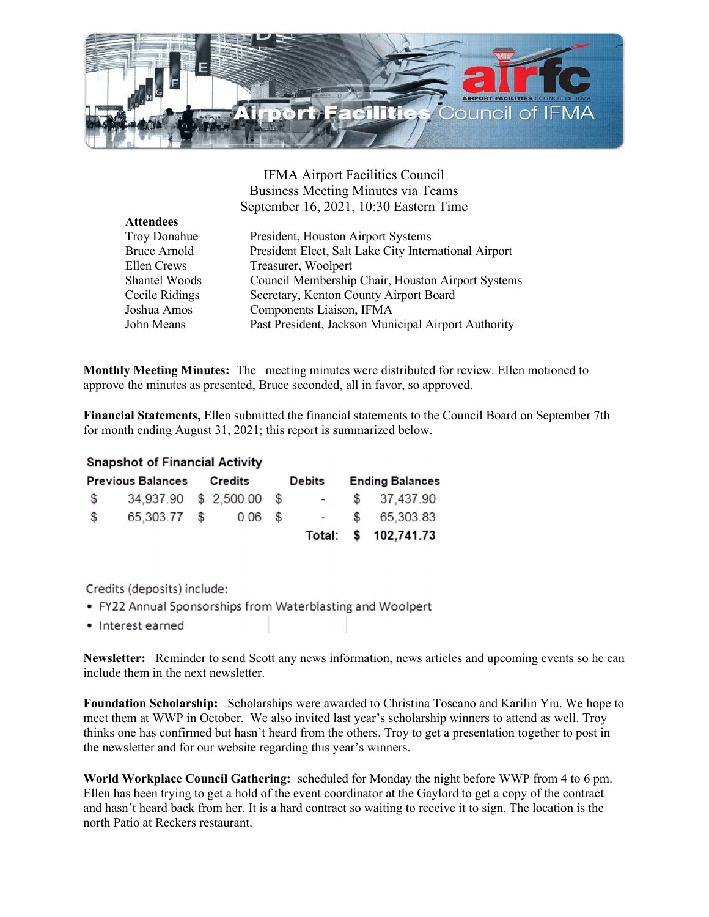IFMA Airport Facilities Council
Business Meeting Minutes via Teams
September 16, 2021, 10:30 Eastern Time

**Attendees**

| | |
|---|---|
| Troy Donahue | President, Houston Airport Systems |
| Bruce Arnold | President Elect, Salt Lake City International Airport |
| Ellen Crews | Treasurer, Woolpert |
| Shantel Woods | Council Membership Chair, Houston Airport Systems |
| Cecile Ridings | Secretary, Kenton County Airport Board |
| Joshua Amos | Components Liaison, IFMA |
| John Means | Past President, Jackson Municipal Airport Authority |

**Monthly Meeting Minutes:** The meeting minutes were distributed for review. Ellen motioned to approve the minutes as presented, Bruce seconded, all in favor, so approved.

**Financial Statements,** Ellen submitted the financial statements to the Council Board on September 7th for month ending August 31, 2021; this report is summarized below.

**Snapshot of Financial Activity**

| Previous Balances | Credits | Debits | Ending Balances |
|---|---|---|---|
| $ 34,937.90 | $ 2,500.00 | $ - | $ 37,437.90 |
| $ 65,303.77 | $ 0.06 | $ - | $ 65,303.83 |
| | | **Total:** | **$ 102,741.73** |

Credits (deposits) include:

- FY22 Annual Sponsorships from Waterblasting and Woolpert
- Interest earned

**Newsletter:** Reminder to send Scott any news information, news articles and upcoming events so he can include them in the next newsletter.

**Foundation Scholarship:** Scholarships were awarded to Christina Toscano and Karilin Yiu. We hope to meet them at WWP in October. We also invited last year's scholarship winners to attend as well. Troy thinks one has confirmed but hasn't heard from the others. Troy to get a presentation together to post in the newsletter and for our website regarding this year's winners.

**World Workplace Council Gathering:** scheduled for Monday the night before WWP from 4 to 6 pm. Ellen has been trying to get a hold of the event coordinator at the Gaylord to get a copy of the contract and hasn't heard back from her. It is a hard contract so waiting to receive it to sign. The location is the north Patio at Reckers restaurant.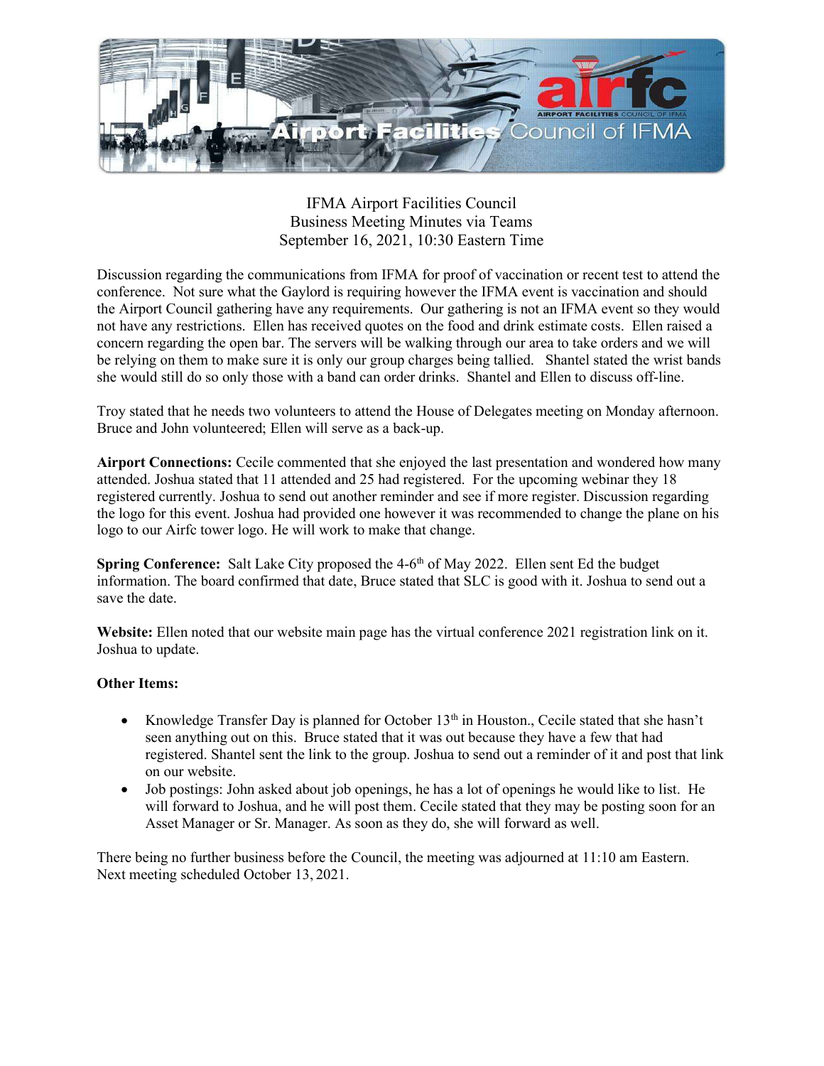IFMA Airport Facilities Council
Business Meeting Minutes via Teams
September 16, 2021, 10:30 Eastern Time

Discussion regarding the communications from IFMA for proof of vaccination or recent test to attend the conference. Not sure what the Gaylord is requiring however the IFMA event is vaccination and should the Airport Council gathering have any requirements. Our gathering is not an IFMA event so they would not have any restrictions. Ellen has received quotes on the food and drink estimate costs. Ellen raised a concern regarding the open bar. The servers will be walking through our area to take orders and we will be relying on them to make sure it is only our group charges being tallied. Shantel stated the wrist bands she would still do so only those with a band can order drinks. Shantel and Ellen to discuss off-line.

Troy stated that he needs two volunteers to attend the House of Delegates meeting on Monday afternoon. Bruce and John volunteered; Ellen will serve as a back-up.

**Airport Connections:** Cecile commented that she enjoyed the last presentation and wondered how many attended. Joshua stated that 11 attended and 25 had registered. For the upcoming webinar they 18 registered currently. Joshua to send out another reminder and see if more register. Discussion regarding the logo for this event. Joshua had provided one however it was recommended to change the plane on his logo to our Airfc tower logo. He will work to make that change.

**Spring Conference:** Salt Lake City proposed the 4-6th of May 2022. Ellen sent Ed the budget information. The board confirmed that date, Bruce stated that SLC is good with it. Joshua to send out a save the date.

**Website:** Ellen noted that our website main page has the virtual conference 2021 registration link on it. Joshua to update.

**Other Items:**

- Knowledge Transfer Day is planned for October 13th in Houston., Cecile stated that she hasn't seen anything out on this. Bruce stated that it was out because they have a few that had registered. Shantel sent the link to the group. Joshua to send out a reminder of it and post that link on our website.
- Job postings: John asked about job openings, he has a lot of openings he would like to list. He will forward to Joshua, and he will post them. Cecile stated that they may be posting soon for an Asset Manager or Sr. Manager. As soon as they do, she will forward as well.

There being no further business before the Council, the meeting was adjourned at 11:10 am Eastern. Next meeting scheduled October 13, 2021.